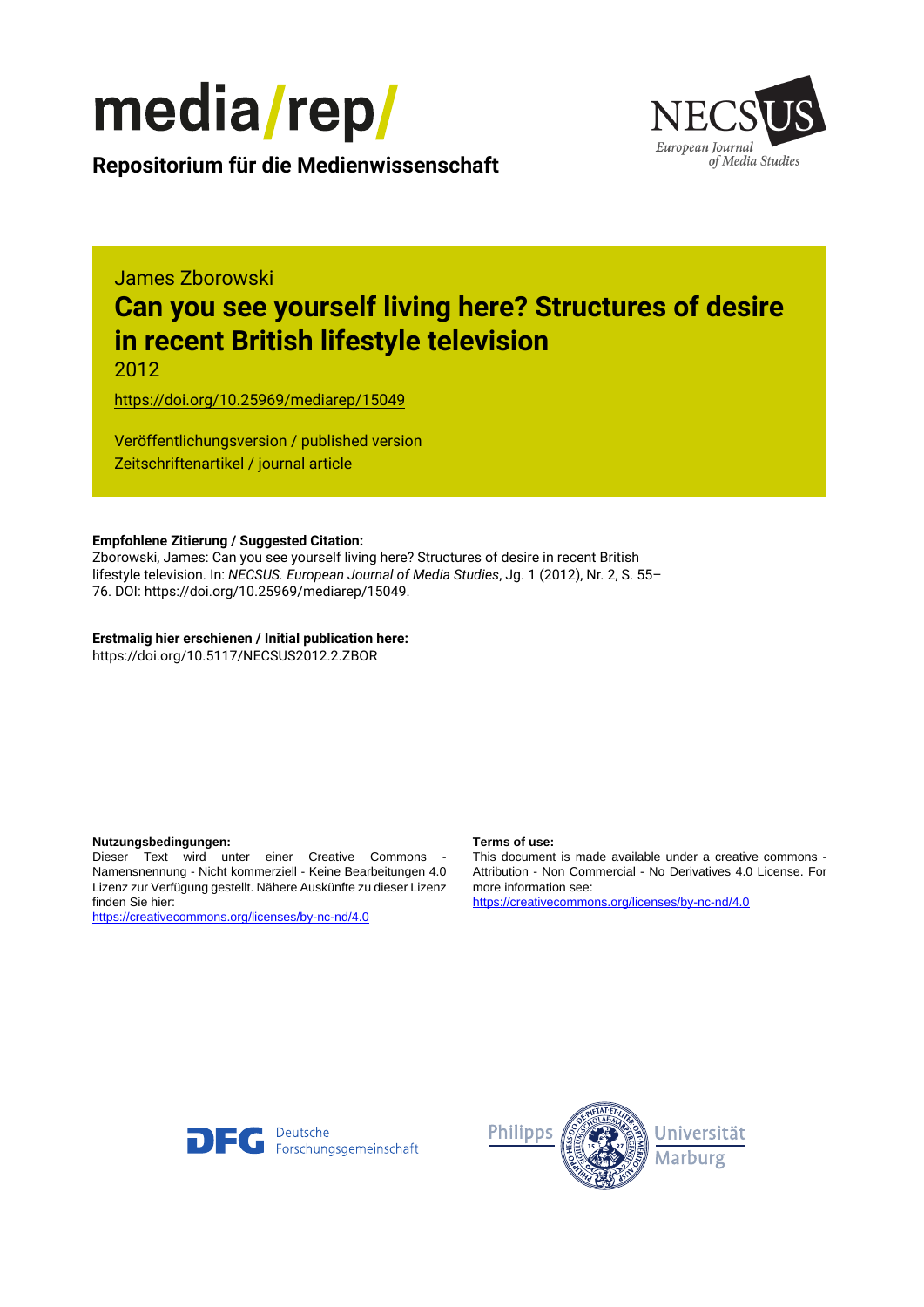media/rep/

**Repositorium für die Medienwissenschaft**

NECSUS European Journal of Media Studies

James Zborowski

# Can you see yourself living here? Structures of desire in recent British lifestyle television

2012

https://doi.org/10.25969/mediarep/15049

Veröffentlichungsversion / published version
Zeitschriftenartikel / journal article

**Empfohlene Zitierung / Suggested Citation:**
Zborowski, James: Can you see yourself living here? Structures of desire in recent British lifestyle television. In: *NECSUS. European Journal of Media Studies*, Jg. 1 (2012), Nr. 2, S. 55–76. DOI: https://doi.org/10.25969/mediarep/15049.

**Erstmalig hier erschienen / Initial publication here:**
https://doi.org/10.5117/NECSUS2012.2.ZBOR

**Nutzungsbedingungen:**
Dieser Text wird unter einer Creative Commons - Namensnennung - Nicht kommerziell - Keine Bearbeitungen 4.0 Lizenz zur Verfügung gestellt. Nähere Auskünfte zu dieser Lizenz finden Sie hier:
https://creativecommons.org/licenses/by-nc-nd/4.0

**Terms of use:**
This document is made available under a creative commons - Attribution - Non Commercial - No Derivatives 4.0 License. For more information see:
https://creativecommons.org/licenses/by-nc-nd/4.0

Deutsche Forschungsgemeinschaft

Philipps Universität Marburg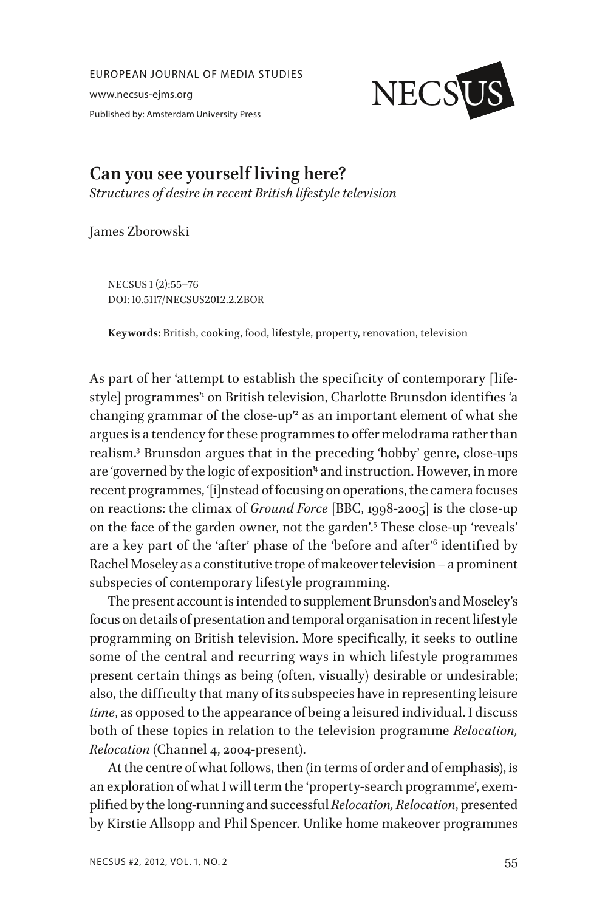EUROPEAN JOURNAL OF MEDIA STUDIES

www.necsus-ejms.org

Published by: Amsterdam University Press

# Can you see yourself living here?

*Structures of desire in recent British lifestyle television*

James Zborowski

NECSUS 1 (2):55–76
DOI: 10.5117/NECSUS2012.2.ZBOR

**Keywords:** British, cooking, food, lifestyle, property, renovation, television

As part of her 'attempt to establish the specificity of contemporary [lifestyle] programmes'[1] on British television, Charlotte Brunsdon identifies 'a changing grammar of the close-up'[2] as an important element of what she argues is a tendency for these programmes to offer melodrama rather than realism.[3] Brunsdon argues that in the preceding 'hobby' genre, close-ups are 'governed by the logic of exposition'[4] and instruction. However, in more recent programmes, '[i]nstead of focusing on operations, the camera focuses on reactions: the climax of *Ground Force* [BBC, 1998-2005] is the close-up on the face of the garden owner, not the garden'.[5] These close-up 'reveals' are a key part of the 'after' phase of the 'before and after'[6] identified by Rachel Moseley as a constitutive trope of makeover television – a prominent subspecies of contemporary lifestyle programming.

The present account is intended to supplement Brunsdon's and Moseley's focus on details of presentation and temporal organisation in recent lifestyle programming on British television. More specifically, it seeks to outline some of the central and recurring ways in which lifestyle programmes present certain things as being (often, visually) desirable or undesirable; also, the difficulty that many of its subspecies have in representing leisure *time*, as opposed to the appearance of being a leisured individual. I discuss both of these topics in relation to the television programme *Relocation, Relocation* (Channel 4, 2004-present).

At the centre of what follows, then (in terms of order and of emphasis), is an exploration of what I will term the 'property-search programme', exemplified by the long-running and successful *Relocation, Relocation*, presented by Kirstie Allsopp and Phil Spencer. Unlike home makeover programmes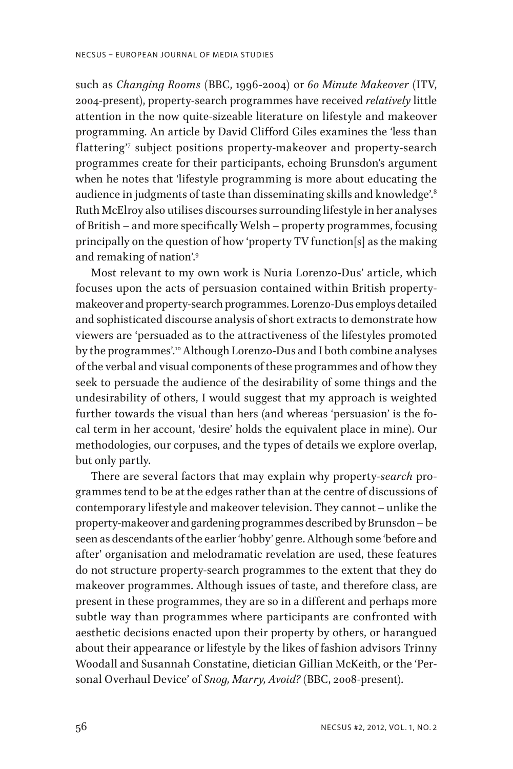such as *Changing Rooms* (BBC, 1996-2004) or *60 Minute Makeover* (ITV, 2004-present), property-search programmes have received *relatively* little attention in the now quite-sizeable literature on lifestyle and makeover programming. An article by David Clifford Giles examines the 'less than flattering'[7] subject positions property-makeover and property-search programmes create for their participants, echoing Brunsdon's argument when he notes that 'lifestyle programming is more about educating the audience in judgments of taste than disseminating skills and knowledge'.[8] Ruth McElroy also utilises discourses surrounding lifestyle in her analyses of British – and more specifically Welsh – property programmes, focusing principally on the question of how 'property TV function[s] as the making and remaking of nation'.[9]

Most relevant to my own work is Nuria Lorenzo-Dus' article, which focuses upon the acts of persuasion contained within British property-makeover and property-search programmes. Lorenzo-Dus employs detailed and sophisticated discourse analysis of short extracts to demonstrate how viewers are 'persuaded as to the attractiveness of the lifestyles promoted by the programmes'.[10] Although Lorenzo-Dus and I both combine analyses of the verbal and visual components of these programmes and of how they seek to persuade the audience of the desirability of some things and the undesirability of others, I would suggest that my approach is weighted further towards the visual than hers (and whereas 'persuasion' is the focal term in her account, 'desire' holds the equivalent place in mine). Our methodologies, our corpuses, and the types of details we explore overlap, but only partly.

There are several factors that may explain why property-*search* programmes tend to be at the edges rather than at the centre of discussions of contemporary lifestyle and makeover television. They cannot – unlike the property-makeover and gardening programmes described by Brunsdon – be seen as descendants of the earlier 'hobby' genre. Although some 'before and after' organisation and melodramatic revelation are used, these features do not structure property-search programmes to the extent that they do makeover programmes. Although issues of taste, and therefore class, are present in these programmes, they are so in a different and perhaps more subtle way than programmes where participants are confronted with aesthetic decisions enacted upon their property by others, or harangued about their appearance or lifestyle by the likes of fashion advisors Trinny Woodall and Susannah Constatine, dietician Gillian McKeith, or the 'Personal Overhaul Device' of *Snog, Marry, Avoid?* (BBC, 2008-present).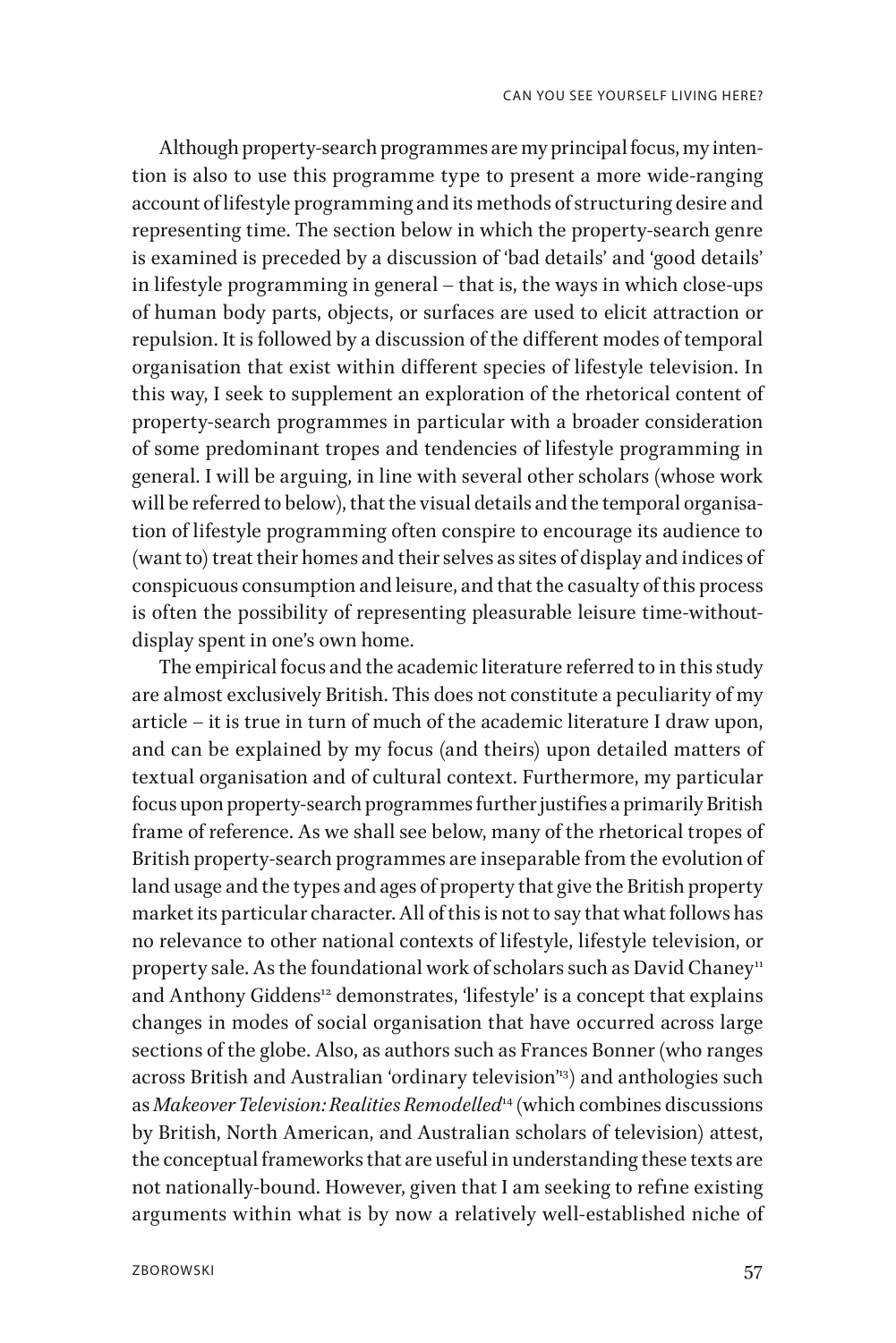Although property-search programmes are my principal focus, my intention is also to use this programme type to present a more wide-ranging account of lifestyle programming and its methods of structuring desire and representing time. The section below in which the property-search genre is examined is preceded by a discussion of 'bad details' and 'good details' in lifestyle programming in general – that is, the ways in which close-ups of human body parts, objects, or surfaces are used to elicit attraction or repulsion. It is followed by a discussion of the different modes of temporal organisation that exist within different species of lifestyle television. In this way, I seek to supplement an exploration of the rhetorical content of property-search programmes in particular with a broader consideration of some predominant tropes and tendencies of lifestyle programming in general. I will be arguing, in line with several other scholars (whose work will be referred to below), that the visual details and the temporal organisation of lifestyle programming often conspire to encourage its audience to (want to) treat their homes and their selves as sites of display and indices of conspicuous consumption and leisure, and that the casualty of this process is often the possibility of representing pleasurable leisure time-without-display spent in one's own home.

The empirical focus and the academic literature referred to in this study are almost exclusively British. This does not constitute a peculiarity of my article – it is true in turn of much of the academic literature I draw upon, and can be explained by my focus (and theirs) upon detailed matters of textual organisation and of cultural context. Furthermore, my particular focus upon property-search programmes further justifies a primarily British frame of reference. As we shall see below, many of the rhetorical tropes of British property-search programmes are inseparable from the evolution of land usage and the types and ages of property that give the British property market its particular character. All of this is not to say that what follows has no relevance to other national contexts of lifestyle, lifestyle television, or property sale. As the foundational work of scholars such as David Chaney[11] and Anthony Giddens[12] demonstrates, 'lifestyle' is a concept that explains changes in modes of social organisation that have occurred across large sections of the globe. Also, as authors such as Frances Bonner (who ranges across British and Australian 'ordinary television'[13]) and anthologies such as *Makeover Television: Realities Remodelled*[14] (which combines discussions by British, North American, and Australian scholars of television) attest, the conceptual frameworks that are useful in understanding these texts are not nationally-bound. However, given that I am seeking to refine existing arguments within what is by now a relatively well-established niche of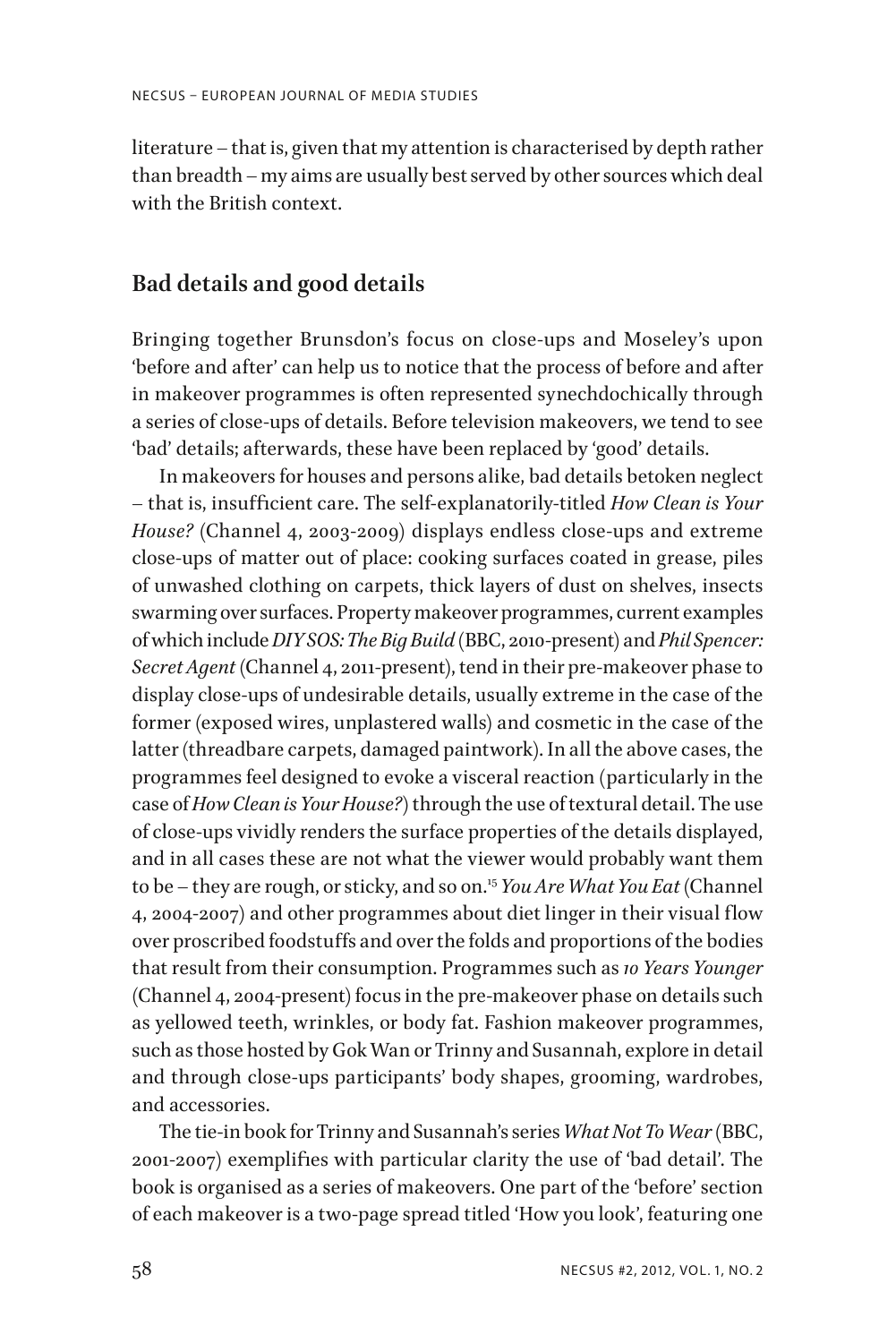literature – that is, given that my attention is characterised by depth rather than breadth – my aims are usually best served by other sources which deal with the British context.

## Bad details and good details

Bringing together Brunsdon's focus on close-ups and Moseley's upon 'before and after' can help us to notice that the process of before and after in makeover programmes is often represented synechdochically through a series of close-ups of details. Before television makeovers, we tend to see 'bad' details; afterwards, these have been replaced by 'good' details.

In makeovers for houses and persons alike, bad details betoken neglect – that is, insufficient care. The self-explanatorily-titled *How Clean is Your House?* (Channel 4, 2003-2009) displays endless close-ups and extreme close-ups of matter out of place: cooking surfaces coated in grease, piles of unwashed clothing on carpets, thick layers of dust on shelves, insects swarming over surfaces. Property makeover programmes, current examples of which include *DIY SOS: The Big Build* (BBC, 2010-present) and *Phil Spencer: Secret Agent* (Channel 4, 2011-present), tend in their pre-makeover phase to display close-ups of undesirable details, usually extreme in the case of the former (exposed wires, unplastered walls) and cosmetic in the case of the latter (threadbare carpets, damaged paintwork). In all the above cases, the programmes feel designed to evoke a visceral reaction (particularly in the case of *How Clean is Your House?*) through the use of textural detail. The use of close-ups vividly renders the surface properties of the details displayed, and in all cases these are not what the viewer would probably want them to be – they are rough, or sticky, and so on.[15] *You Are What You Eat* (Channel 4, 2004-2007) and other programmes about diet linger in their visual flow over proscribed foodstuffs and over the folds and proportions of the bodies that result from their consumption. Programmes such as *10 Years Younger* (Channel 4, 2004-present) focus in the pre-makeover phase on details such as yellowed teeth, wrinkles, or body fat. Fashion makeover programmes, such as those hosted by Gok Wan or Trinny and Susannah, explore in detail and through close-ups participants' body shapes, grooming, wardrobes, and accessories.

The tie-in book for Trinny and Susannah's series *What Not To Wear* (BBC, 2001-2007) exemplifies with particular clarity the use of 'bad detail'. The book is organised as a series of makeovers. One part of the 'before' section of each makeover is a two-page spread titled 'How you look', featuring one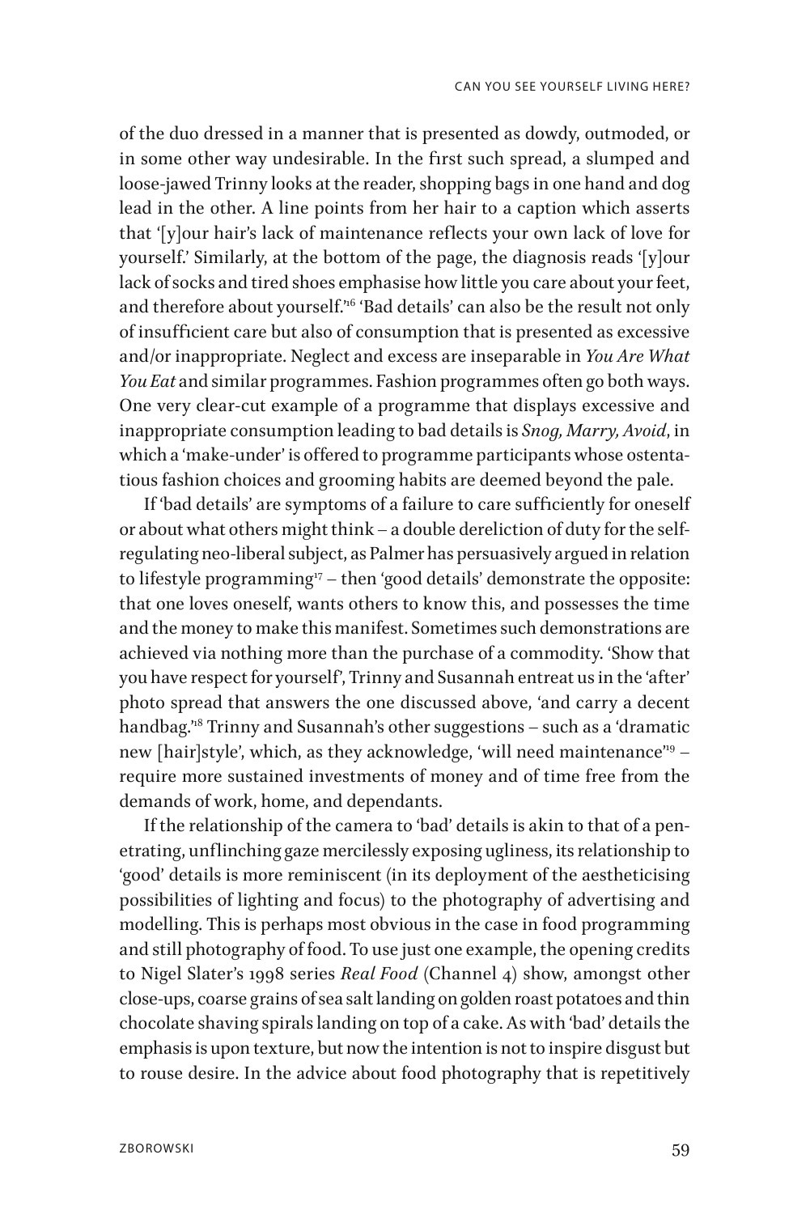of the duo dressed in a manner that is presented as dowdy, outmoded, or in some other way undesirable. In the first such spread, a slumped and loose-jawed Trinny looks at the reader, shopping bags in one hand and dog lead in the other. A line points from her hair to a caption which asserts that '[y]our hair's lack of maintenance reflects your own lack of love for yourself.' Similarly, at the bottom of the page, the diagnosis reads '[y]our lack of socks and tired shoes emphasise how little you care about your feet, and therefore about yourself.'[16] 'Bad details' can also be the result not only of insufficient care but also of consumption that is presented as excessive and/or inappropriate. Neglect and excess are inseparable in *You Are What You Eat* and similar programmes. Fashion programmes often go both ways. One very clear-cut example of a programme that displays excessive and inappropriate consumption leading to bad details is *Snog, Marry, Avoid*, in which a 'make-under' is offered to programme participants whose ostentatious fashion choices and grooming habits are deemed beyond the pale.

If 'bad details' are symptoms of a failure to care sufficiently for oneself or about what others might think – a double dereliction of duty for the self-regulating neo-liberal subject, as Palmer has persuasively argued in relation to lifestyle programming[17] – then 'good details' demonstrate the opposite: that one loves oneself, wants others to know this, and possesses the time and the money to make this manifest. Sometimes such demonstrations are achieved via nothing more than the purchase of a commodity. 'Show that you have respect for yourself', Trinny and Susannah entreat us in the 'after' photo spread that answers the one discussed above, 'and carry a decent handbag.'[18] Trinny and Susannah's other suggestions – such as a 'dramatic new [hair]style', which, as they acknowledge, 'will need maintenance'[19] – require more sustained investments of money and of time free from the demands of work, home, and dependants.

If the relationship of the camera to 'bad' details is akin to that of a penetrating, unflinching gaze mercilessly exposing ugliness, its relationship to 'good' details is more reminiscent (in its deployment of the aestheticising possibilities of lighting and focus) to the photography of advertising and modelling. This is perhaps most obvious in the case in food programming and still photography of food. To use just one example, the opening credits to Nigel Slater's 1998 series *Real Food* (Channel 4) show, amongst other close-ups, coarse grains of sea salt landing on golden roast potatoes and thin chocolate shaving spirals landing on top of a cake. As with 'bad' details the emphasis is upon texture, but now the intention is not to inspire disgust but to rouse desire. In the advice about food photography that is repetitively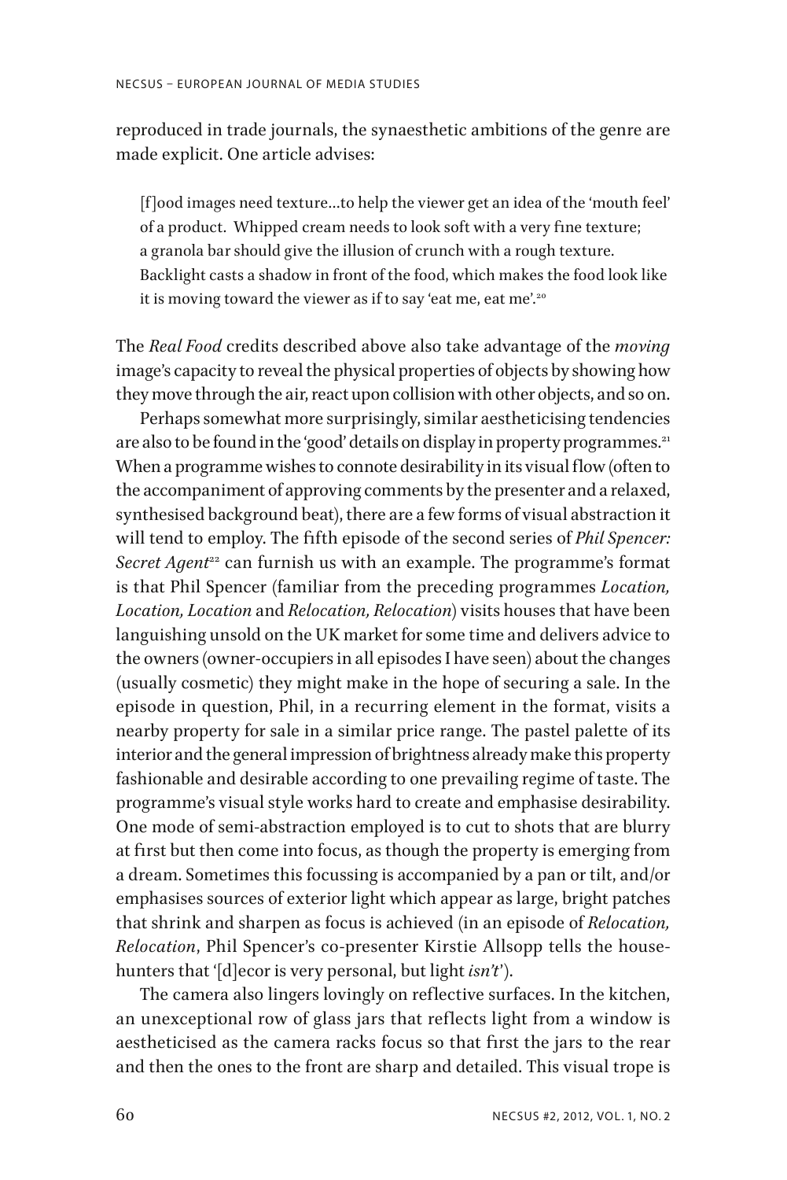reproduced in trade journals, the synaesthetic ambitions of the genre are made explicit. One article advises:

> [f]ood images need texture…to help the viewer get an idea of the 'mouth feel' of a product. Whipped cream needs to look soft with a very fine texture; a granola bar should give the illusion of crunch with a rough texture. Backlight casts a shadow in front of the food, which makes the food look like it is moving toward the viewer as if to say 'eat me, eat me'.[20]

The *Real Food* credits described above also take advantage of the *moving* image's capacity to reveal the physical properties of objects by showing how they move through the air, react upon collision with other objects, and so on.

Perhaps somewhat more surprisingly, similar aestheticising tendencies are also to be found in the 'good' details on display in property programmes.[21] When a programme wishes to connote desirability in its visual flow (often to the accompaniment of approving comments by the presenter and a relaxed, synthesised background beat), there are a few forms of visual abstraction it will tend to employ. The fifth episode of the second series of *Phil Spencer: Secret Agent*[22] can furnish us with an example. The programme's format is that Phil Spencer (familiar from the preceding programmes *Location, Location, Location* and *Relocation, Relocation*) visits houses that have been languishing unsold on the UK market for some time and delivers advice to the owners (owner-occupiers in all episodes I have seen) about the changes (usually cosmetic) they might make in the hope of securing a sale. In the episode in question, Phil, in a recurring element in the format, visits a nearby property for sale in a similar price range. The pastel palette of its interior and the general impression of brightness already make this property fashionable and desirable according to one prevailing regime of taste. The programme's visual style works hard to create and emphasise desirability. One mode of semi-abstraction employed is to cut to shots that are blurry at first but then come into focus, as though the property is emerging from a dream. Sometimes this focussing is accompanied by a pan or tilt, and/or emphasises sources of exterior light which appear as large, bright patches that shrink and sharpen as focus is achieved (in an episode of *Relocation, Relocation*, Phil Spencer's co-presenter Kirstie Allsopp tells the house-hunters that '[d]ecor is very personal, but light *isn't*').

The camera also lingers lovingly on reflective surfaces. In the kitchen, an unexceptional row of glass jars that reflects light from a window is aestheticised as the camera racks focus so that first the jars to the rear and then the ones to the front are sharp and detailed. This visual trope is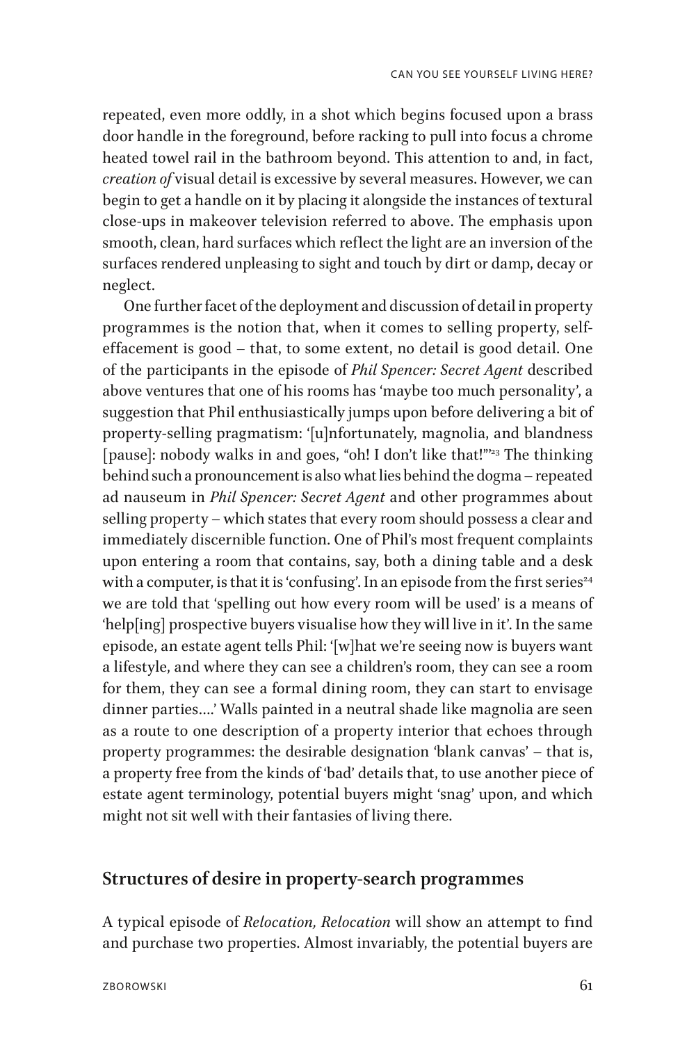repeated, even more oddly, in a shot which begins focused upon a brass door handle in the foreground, before racking to pull into focus a chrome heated towel rail in the bathroom beyond. This attention to and, in fact, *creation of* visual detail is excessive by several measures. However, we can begin to get a handle on it by placing it alongside the instances of textural close-ups in makeover television referred to above. The emphasis upon smooth, clean, hard surfaces which reflect the light are an inversion of the surfaces rendered unpleasing to sight and touch by dirt or damp, decay or neglect.

One further facet of the deployment and discussion of detail in property programmes is the notion that, when it comes to selling property, self-effacement is good – that, to some extent, no detail is good detail. One of the participants in the episode of *Phil Spencer: Secret Agent* described above ventures that one of his rooms has 'maybe too much personality', a suggestion that Phil enthusiastically jumps upon before delivering a bit of property-selling pragmatism: '[u]nfortunately, magnolia, and blandness [pause]: nobody walks in and goes, "oh! I don't like that!"'[23] The thinking behind such a pronouncement is also what lies behind the dogma – repeated ad nauseum in *Phil Spencer: Secret Agent* and other programmes about selling property – which states that every room should possess a clear and immediately discernible function. One of Phil's most frequent complaints upon entering a room that contains, say, both a dining table and a desk with a computer, is that it is 'confusing'. In an episode from the first series[24] we are told that 'spelling out how every room will be used' is a means of 'help[ing] prospective buyers visualise how they will live in it'. In the same episode, an estate agent tells Phil: '[w]hat we're seeing now is buyers want a lifestyle, and where they can see a children's room, they can see a room for them, they can see a formal dining room, they can start to envisage dinner parties….' Walls painted in a neutral shade like magnolia are seen as a route to one description of a property interior that echoes through property programmes: the desirable designation 'blank canvas' – that is, a property free from the kinds of 'bad' details that, to use another piece of estate agent terminology, potential buyers might 'snag' upon, and which might not sit well with their fantasies of living there.

## Structures of desire in property-search programmes

A typical episode of *Relocation, Relocation* will show an attempt to find and purchase two properties. Almost invariably, the potential buyers are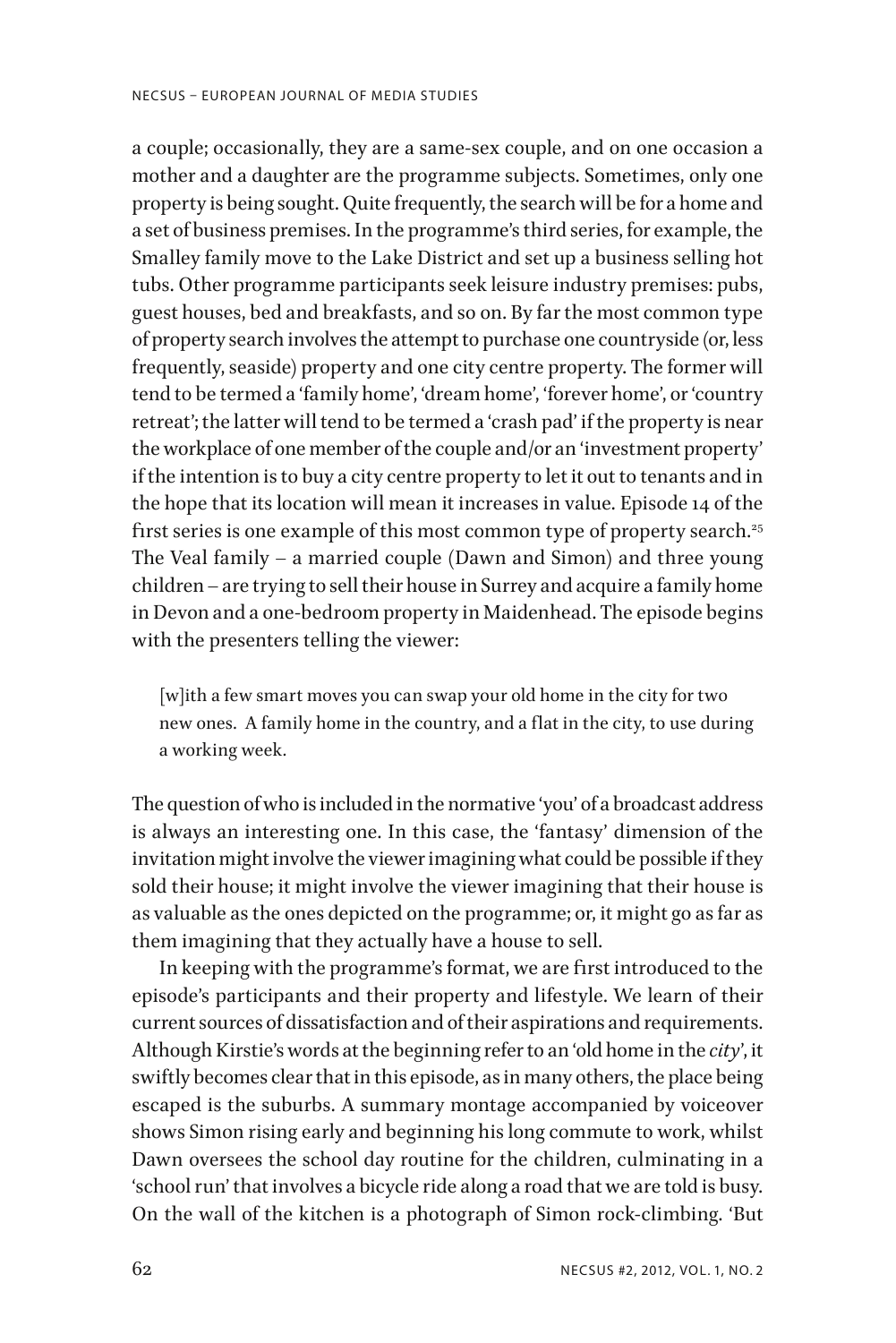a couple; occasionally, they are a same-sex couple, and on one occasion a mother and a daughter are the programme subjects. Sometimes, only one property is being sought. Quite frequently, the search will be for a home and a set of business premises. In the programme's third series, for example, the Smalley family move to the Lake District and set up a business selling hot tubs. Other programme participants seek leisure industry premises: pubs, guest houses, bed and breakfasts, and so on. By far the most common type of property search involves the attempt to purchase one countryside (or, less frequently, seaside) property and one city centre property. The former will tend to be termed a 'family home', 'dream home', 'forever home', or 'country retreat'; the latter will tend to be termed a 'crash pad' if the property is near the workplace of one member of the couple and/or an 'investment property' if the intention is to buy a city centre property to let it out to tenants and in the hope that its location will mean it increases in value. Episode 14 of the first series is one example of this most common type of property search.[25] The Veal family – a married couple (Dawn and Simon) and three young children – are trying to sell their house in Surrey and acquire a family home in Devon and a one-bedroom property in Maidenhead. The episode begins with the presenters telling the viewer:

> [w]ith a few smart moves you can swap your old home in the city for two new ones. A family home in the country, and a flat in the city, to use during a working week.

The question of who is included in the normative 'you' of a broadcast address is always an interesting one. In this case, the 'fantasy' dimension of the invitation might involve the viewer imagining what could be possible if they sold their house; it might involve the viewer imagining that their house is as valuable as the ones depicted on the programme; or, it might go as far as them imagining that they actually have a house to sell.

In keeping with the programme's format, we are first introduced to the episode's participants and their property and lifestyle. We learn of their current sources of dissatisfaction and of their aspirations and requirements. Although Kirstie's words at the beginning refer to an 'old home in the *city*', it swiftly becomes clear that in this episode, as in many others, the place being escaped is the suburbs. A summary montage accompanied by voiceover shows Simon rising early and beginning his long commute to work, whilst Dawn oversees the school day routine for the children, culminating in a 'school run' that involves a bicycle ride along a road that we are told is busy. On the wall of the kitchen is a photograph of Simon rock-climbing. 'But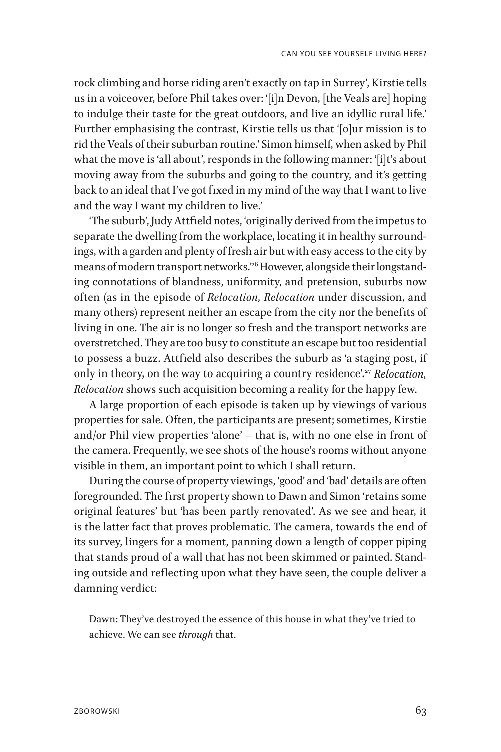rock climbing and horse riding aren't exactly on tap in Surrey', Kirstie tells us in a voiceover, before Phil takes over: '[i]n Devon, [the Veals are] hoping to indulge their taste for the great outdoors, and live an idyllic rural life.' Further emphasising the contrast, Kirstie tells us that '[o]ur mission is to rid the Veals of their suburban routine.' Simon himself, when asked by Phil what the move is 'all about', responds in the following manner: '[i]t's about moving away from the suburbs and going to the country, and it's getting back to an ideal that I've got fixed in my mind of the way that I want to live and the way I want my children to live.'

'The suburb', Judy Attfield notes, 'originally derived from the impetus to separate the dwelling from the workplace, locating it in healthy surroundings, with a garden and plenty of fresh air but with easy access to the city by means of modern transport networks.'[26] However, alongside their longstanding connotations of blandness, uniformity, and pretension, suburbs now often (as in the episode of *Relocation, Relocation* under discussion, and many others) represent neither an escape from the city nor the benefits of living in one. The air is no longer so fresh and the transport networks are overstretched. They are too busy to constitute an escape but too residential to possess a buzz. Attfield also describes the suburb as 'a staging post, if only in theory, on the way to acquiring a country residence'.[27] *Relocation, Relocation* shows such acquisition becoming a reality for the happy few.

A large proportion of each episode is taken up by viewings of various properties for sale. Often, the participants are present; sometimes, Kirstie and/or Phil view properties 'alone' – that is, with no one else in front of the camera. Frequently, we see shots of the house's rooms without anyone visible in them, an important point to which I shall return.

During the course of property viewings, 'good' and 'bad' details are often foregrounded. The first property shown to Dawn and Simon 'retains some original features' but 'has been partly renovated'. As we see and hear, it is the latter fact that proves problematic. The camera, towards the end of its survey, lingers for a moment, panning down a length of copper piping that stands proud of a wall that has not been skimmed or painted. Standing outside and reflecting upon what they have seen, the couple deliver a damning verdict:

> Dawn: They've destroyed the essence of this house in what they've tried to achieve. We can see *through* that.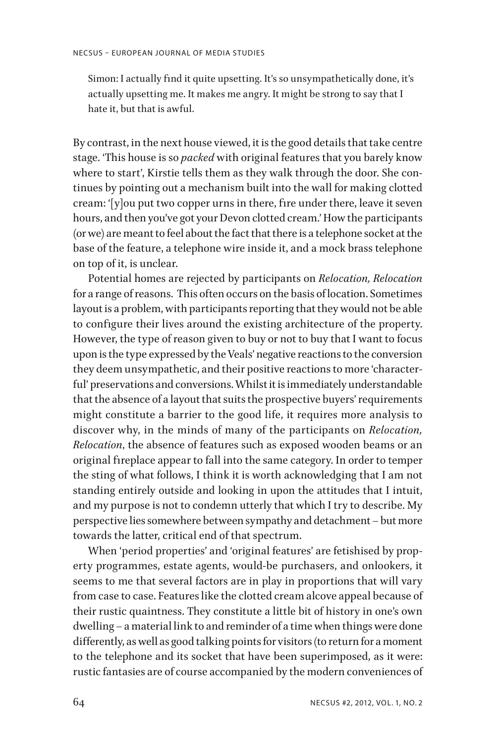> Simon: I actually find it quite upsetting. It's so unsympathetically done, it's actually upsetting me. It makes me angry. It might be strong to say that I hate it, but that is awful.

By contrast, in the next house viewed, it is the good details that take centre stage. 'This house is so *packed* with original features that you barely know where to start', Kirstie tells them as they walk through the door. She continues by pointing out a mechanism built into the wall for making clotted cream: '[y]ou put two copper urns in there, fire under there, leave it seven hours, and then you've got your Devon clotted cream.' How the participants (or we) are meant to feel about the fact that there is a telephone socket at the base of the feature, a telephone wire inside it, and a mock brass telephone on top of it, is unclear.

Potential homes are rejected by participants on *Relocation, Relocation* for a range of reasons. This often occurs on the basis of location. Sometimes layout is a problem, with participants reporting that they would not be able to configure their lives around the existing architecture of the property. However, the type of reason given to buy or not to buy that I want to focus upon is the type expressed by the Veals' negative reactions to the conversion they deem unsympathetic, and their positive reactions to more 'characterful' preservations and conversions. Whilst it is immediately understandable that the absence of a layout that suits the prospective buyers' requirements might constitute a barrier to the good life, it requires more analysis to discover why, in the minds of many of the participants on *Relocation, Relocation*, the absence of features such as exposed wooden beams or an original fireplace appear to fall into the same category. In order to temper the sting of what follows, I think it is worth acknowledging that I am not standing entirely outside and looking in upon the attitudes that I intuit, and my purpose is not to condemn utterly that which I try to describe. My perspective lies somewhere between sympathy and detachment – but more towards the latter, critical end of that spectrum.

When 'period properties' and 'original features' are fetishised by property programmes, estate agents, would-be purchasers, and onlookers, it seems to me that several factors are in play in proportions that will vary from case to case. Features like the clotted cream alcove appeal because of their rustic quaintness. They constitute a little bit of history in one's own dwelling – a material link to and reminder of a time when things were done differently, as well as good talking points for visitors (to return for a moment to the telephone and its socket that have been superimposed, as it were: rustic fantasies are of course accompanied by the modern conveniences of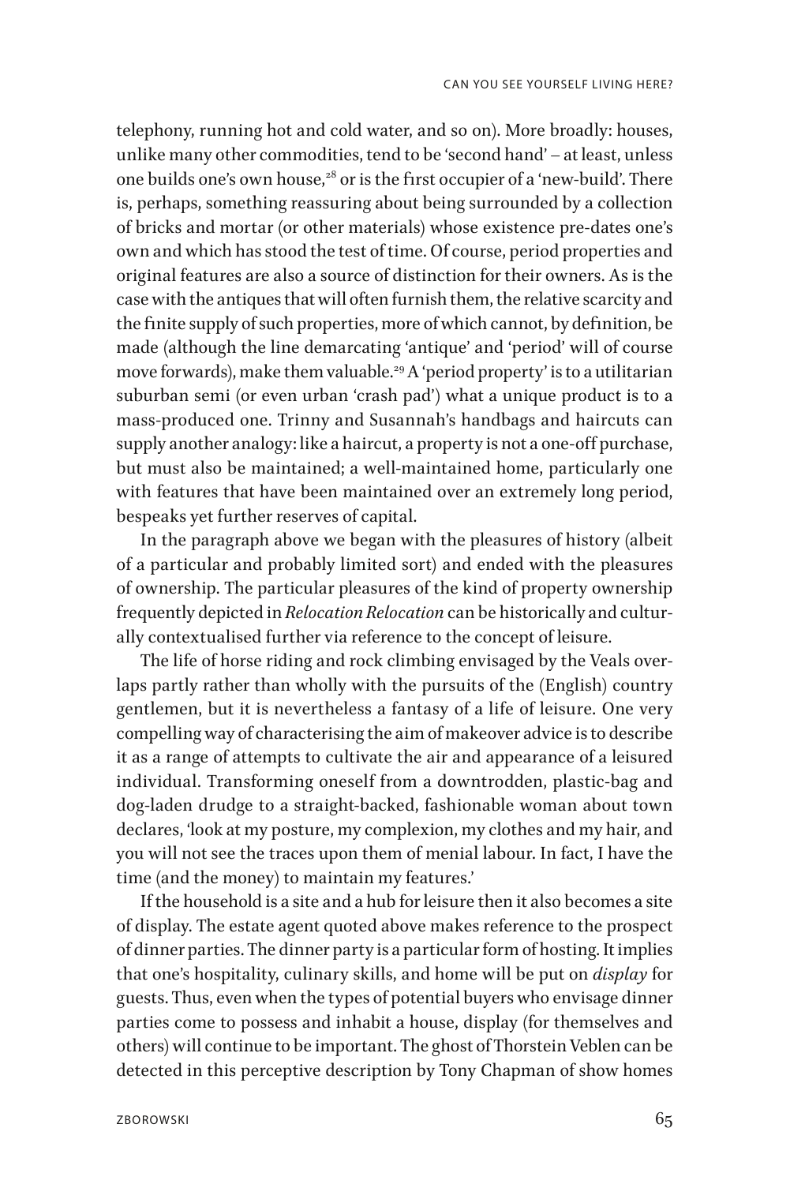telephony, running hot and cold water, and so on). More broadly: houses, unlike many other commodities, tend to be 'second hand' – at least, unless one builds one's own house,[28] or is the first occupier of a 'new-build'. There is, perhaps, something reassuring about being surrounded by a collection of bricks and mortar (or other materials) whose existence pre-dates one's own and which has stood the test of time. Of course, period properties and original features are also a source of distinction for their owners. As is the case with the antiques that will often furnish them, the relative scarcity and the finite supply of such properties, more of which cannot, by definition, be made (although the line demarcating 'antique' and 'period' will of course move forwards), make them valuable.[29] A 'period property' is to a utilitarian suburban semi (or even urban 'crash pad') what a unique product is to a mass-produced one. Trinny and Susannah's handbags and haircuts can supply another analogy: like a haircut, a property is not a one-off purchase, but must also be maintained; a well-maintained home, particularly one with features that have been maintained over an extremely long period, bespeaks yet further reserves of capital.

In the paragraph above we began with the pleasures of history (albeit of a particular and probably limited sort) and ended with the pleasures of ownership. The particular pleasures of the kind of property ownership frequently depicted in *Relocation Relocation* can be historically and culturally contextualised further via reference to the concept of leisure.

The life of horse riding and rock climbing envisaged by the Veals overlaps partly rather than wholly with the pursuits of the (English) country gentlemen, but it is nevertheless a fantasy of a life of leisure. One very compelling way of characterising the aim of makeover advice is to describe it as a range of attempts to cultivate the air and appearance of a leisured individual. Transforming oneself from a downtrodden, plastic-bag and dog-laden drudge to a straight-backed, fashionable woman about town declares, 'look at my posture, my complexion, my clothes and my hair, and you will not see the traces upon them of menial labour. In fact, I have the time (and the money) to maintain my features.'

If the household is a site and a hub for leisure then it also becomes a site of display. The estate agent quoted above makes reference to the prospect of dinner parties. The dinner party is a particular form of hosting. It implies that one's hospitality, culinary skills, and home will be put on *display* for guests. Thus, even when the types of potential buyers who envisage dinner parties come to possess and inhabit a house, display (for themselves and others) will continue to be important. The ghost of Thorstein Veblen can be detected in this perceptive description by Tony Chapman of show homes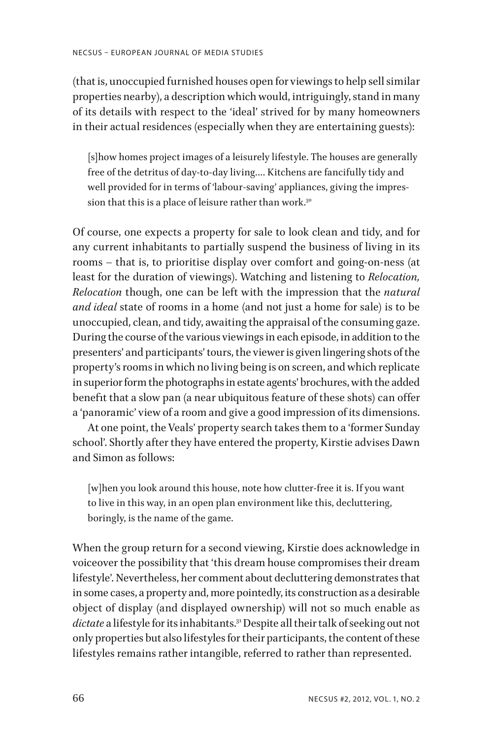(that is, unoccupied furnished houses open for viewings to help sell similar properties nearby), a description which would, intriguingly, stand in many of its details with respect to the 'ideal' strived for by many homeowners in their actual residences (especially when they are entertaining guests):

> [s]how homes project images of a leisurely lifestyle. The houses are generally free of the detritus of day-to-day living.... Kitchens are fancifully tidy and well provided for in terms of 'labour-saving' appliances, giving the impression that this is a place of leisure rather than work.[30]

Of course, one expects a property for sale to look clean and tidy, and for any current inhabitants to partially suspend the business of living in its rooms – that is, to prioritise display over comfort and going-on-ness (at least for the duration of viewings). Watching and listening to *Relocation, Relocation* though, one can be left with the impression that the *natural and ideal* state of rooms in a home (and not just a home for sale) is to be unoccupied, clean, and tidy, awaiting the appraisal of the consuming gaze. During the course of the various viewings in each episode, in addition to the presenters' and participants' tours, the viewer is given lingering shots of the property's rooms in which no living being is on screen, and which replicate in superior form the photographs in estate agents' brochures, with the added benefit that a slow pan (a near ubiquitous feature of these shots) can offer a 'panoramic' view of a room and give a good impression of its dimensions.

At one point, the Veals' property search takes them to a 'former Sunday school'. Shortly after they have entered the property, Kirstie advises Dawn and Simon as follows:

> [w]hen you look around this house, note how clutter-free it is. If you want to live in this way, in an open plan environment like this, decluttering, boringly, is the name of the game.

When the group return for a second viewing, Kirstie does acknowledge in voiceover the possibility that 'this dream house compromises their dream lifestyle'. Nevertheless, her comment about decluttering demonstrates that in some cases, a property and, more pointedly, its construction as a desirable object of display (and displayed ownership) will not so much enable as *dictate* a lifestyle for its inhabitants.[31] Despite all their talk of seeking out not only properties but also lifestyles for their participants, the content of these lifestyles remains rather intangible, referred to rather than represented.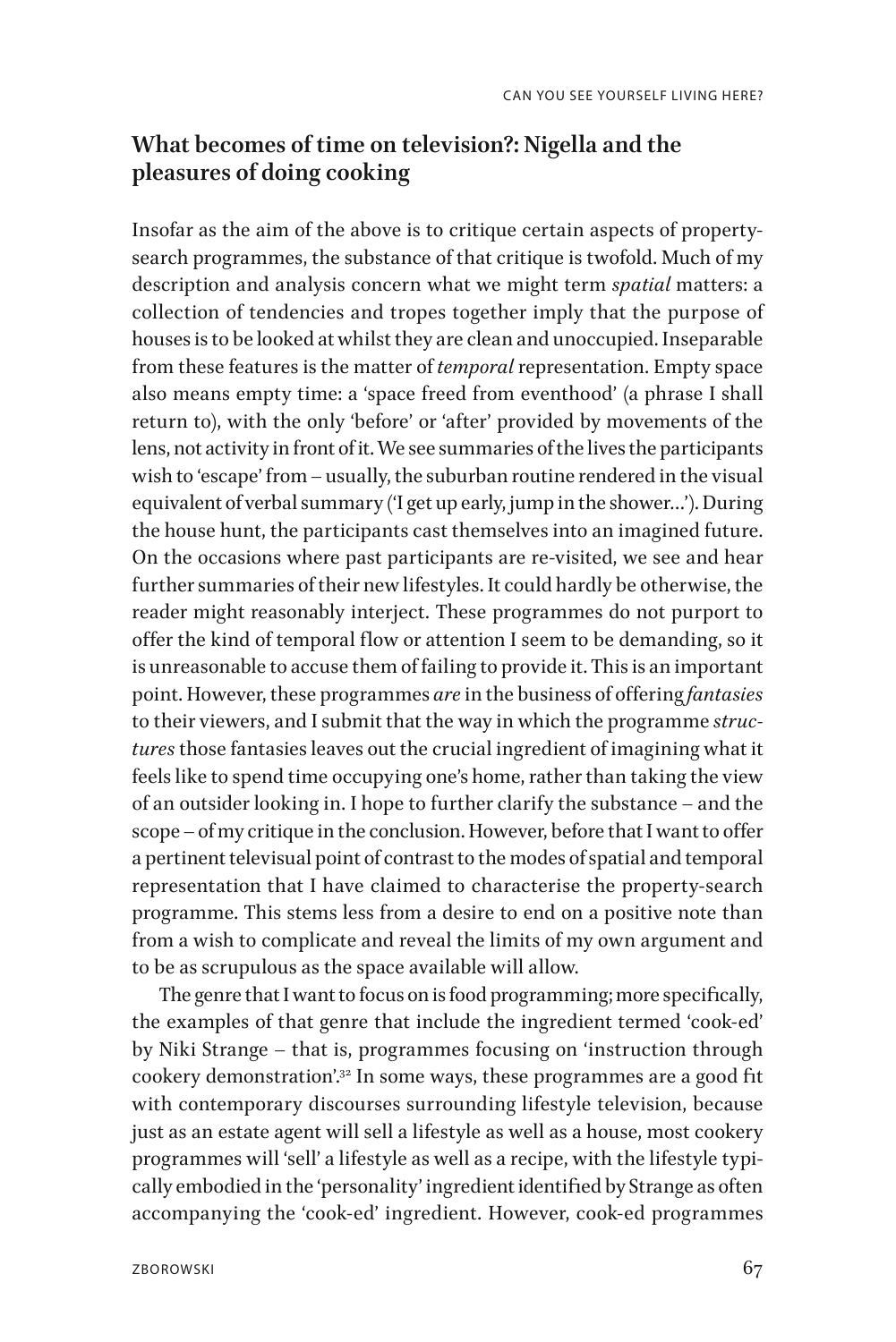## What becomes of time on television?: Nigella and the pleasures of doing cooking

Insofar as the aim of the above is to critique certain aspects of property-search programmes, the substance of that critique is twofold. Much of my description and analysis concern what we might term *spatial* matters: a collection of tendencies and tropes together imply that the purpose of houses is to be looked at whilst they are clean and unoccupied. Inseparable from these features is the matter of *temporal* representation. Empty space also means empty time: a 'space freed from eventhood' (a phrase I shall return to), with the only 'before' or 'after' provided by movements of the lens, not activity in front of it. We see summaries of the lives the participants wish to 'escape' from – usually, the suburban routine rendered in the visual equivalent of verbal summary ('I get up early, jump in the shower…'). During the house hunt, the participants cast themselves into an imagined future. On the occasions where past participants are re-visited, we see and hear further summaries of their new lifestyles. It could hardly be otherwise, the reader might reasonably interject. These programmes do not purport to offer the kind of temporal flow or attention I seem to be demanding, so it is unreasonable to accuse them of failing to provide it. This is an important point. However, these programmes *are* in the business of offering *fantasies* to their viewers, and I submit that the way in which the programme *structures* those fantasies leaves out the crucial ingredient of imagining what it feels like to spend time occupying one's home, rather than taking the view of an outsider looking in. I hope to further clarify the substance – and the scope – of my critique in the conclusion. However, before that I want to offer a pertinent televisual point of contrast to the modes of spatial and temporal representation that I have claimed to characterise the property-search programme. This stems less from a desire to end on a positive note than from a wish to complicate and reveal the limits of my own argument and to be as scrupulous as the space available will allow.

The genre that I want to focus on is food programming; more specifically, the examples of that genre that include the ingredient termed 'cook-ed' by Niki Strange – that is, programmes focusing on 'instruction through cookery demonstration'.[32] In some ways, these programmes are a good fit with contemporary discourses surrounding lifestyle television, because just as an estate agent will sell a lifestyle as well as a house, most cookery programmes will 'sell' a lifestyle as well as a recipe, with the lifestyle typically embodied in the 'personality' ingredient identified by Strange as often accompanying the 'cook-ed' ingredient. However, cook-ed programmes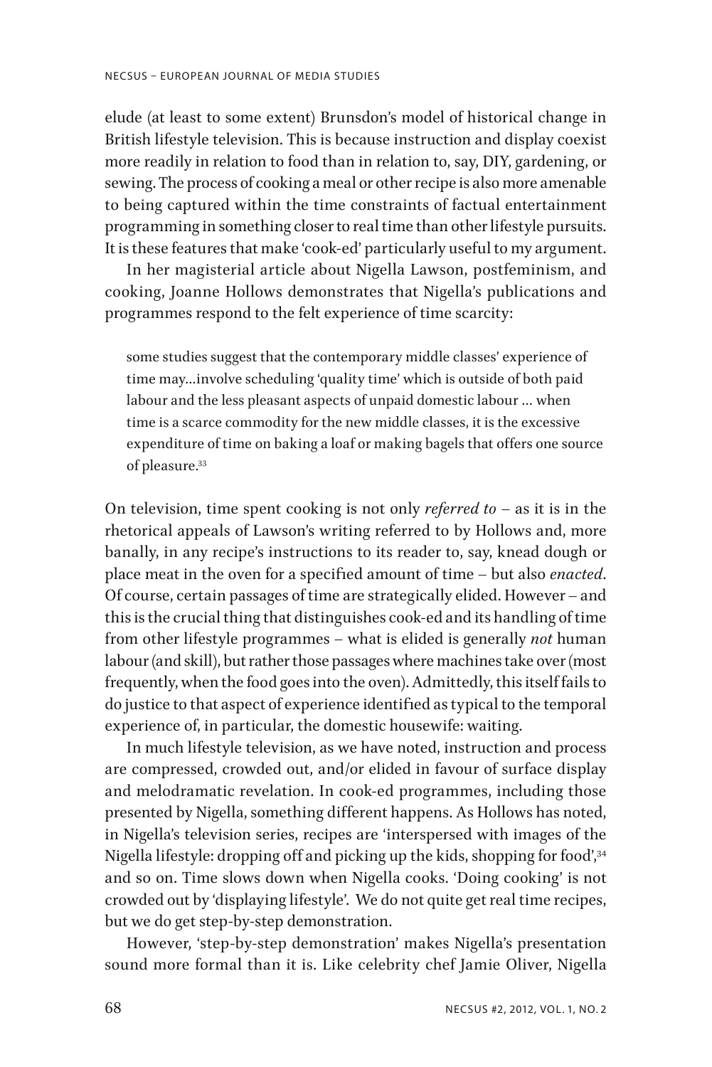elude (at least to some extent) Brunsdon's model of historical change in British lifestyle television. This is because instruction and display coexist more readily in relation to food than in relation to, say, DIY, gardening, or sewing. The process of cooking a meal or other recipe is also more amenable to being captured within the time constraints of factual entertainment programming in something closer to real time than other lifestyle pursuits. It is these features that make 'cook-ed' particularly useful to my argument.

In her magisterial article about Nigella Lawson, postfeminism, and cooking, Joanne Hollows demonstrates that Nigella's publications and programmes respond to the felt experience of time scarcity:

> some studies suggest that the contemporary middle classes' experience of time may…involve scheduling 'quality time' which is outside of both paid labour and the less pleasant aspects of unpaid domestic labour … when time is a scarce commodity for the new middle classes, it is the excessive expenditure of time on baking a loaf or making bagels that offers one source of pleasure.[33]

On television, time spent cooking is not only *referred to* – as it is in the rhetorical appeals of Lawson's writing referred to by Hollows and, more banally, in any recipe's instructions to its reader to, say, knead dough or place meat in the oven for a specified amount of time – but also *enacted*. Of course, certain passages of time are strategically elided. However – and this is the crucial thing that distinguishes cook-ed and its handling of time from other lifestyle programmes – what is elided is generally *not* human labour (and skill), but rather those passages where machines take over (most frequently, when the food goes into the oven). Admittedly, this itself fails to do justice to that aspect of experience identified as typical to the temporal experience of, in particular, the domestic housewife: waiting.

In much lifestyle television, as we have noted, instruction and process are compressed, crowded out, and/or elided in favour of surface display and melodramatic revelation. In cook-ed programmes, including those presented by Nigella, something different happens. As Hollows has noted, in Nigella's television series, recipes are 'interspersed with images of the Nigella lifestyle: dropping off and picking up the kids, shopping for food',[34] and so on. Time slows down when Nigella cooks. 'Doing cooking' is not crowded out by 'displaying lifestyle'. We do not quite get real time recipes, but we do get step-by-step demonstration.

However, 'step-by-step demonstration' makes Nigella's presentation sound more formal than it is. Like celebrity chef Jamie Oliver, Nigella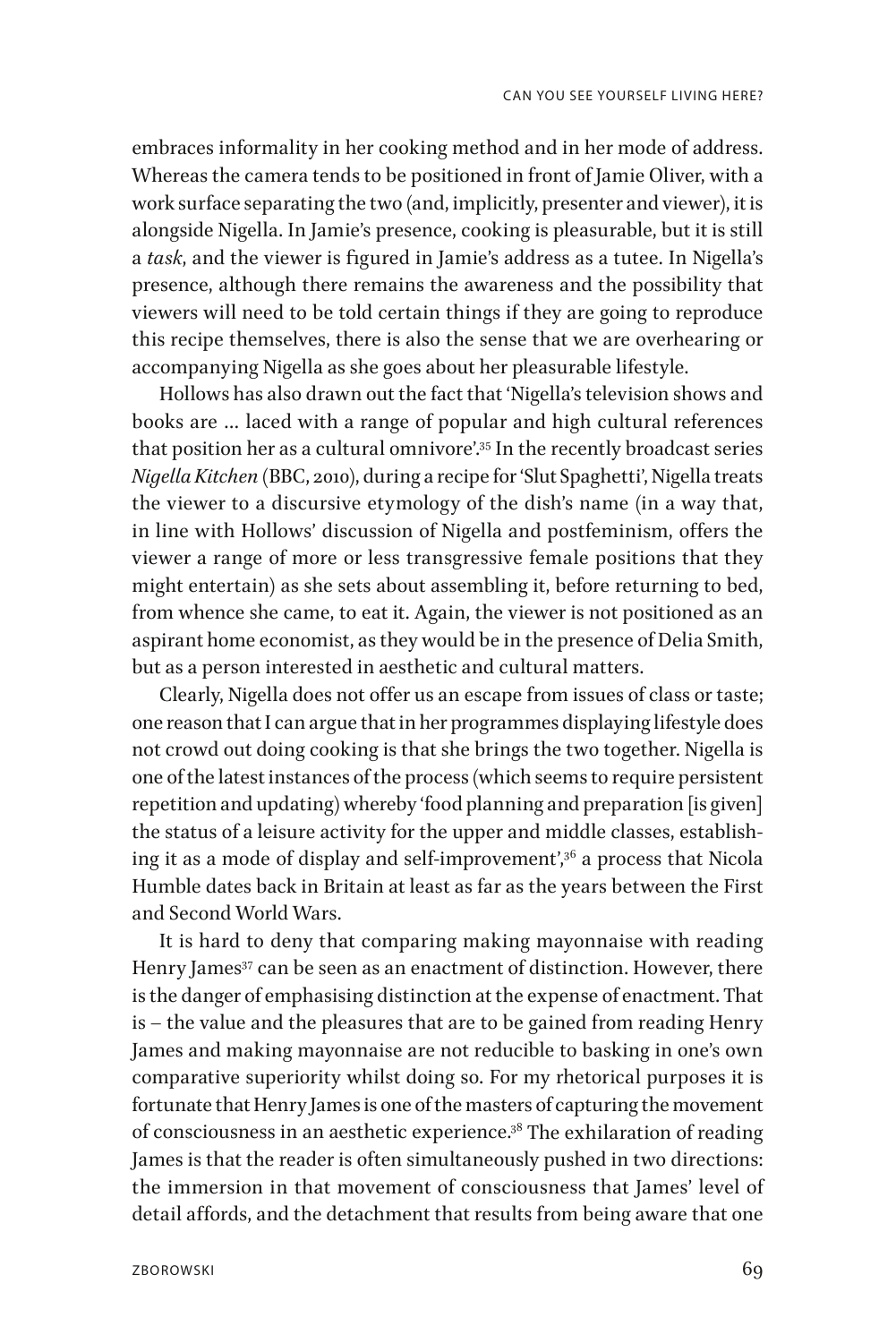embraces informality in her cooking method and in her mode of address. Whereas the camera tends to be positioned in front of Jamie Oliver, with a work surface separating the two (and, implicitly, presenter and viewer), it is alongside Nigella. In Jamie's presence, cooking is pleasurable, but it is still a *task*, and the viewer is figured in Jamie's address as a tutee. In Nigella's presence, although there remains the awareness and the possibility that viewers will need to be told certain things if they are going to reproduce this recipe themselves, there is also the sense that we are overhearing or accompanying Nigella as she goes about her pleasurable lifestyle.

Hollows has also drawn out the fact that 'Nigella's television shows and books are … laced with a range of popular and high cultural references that position her as a cultural omnivore'.[35] In the recently broadcast series *Nigella Kitchen* (BBC, 2010), during a recipe for 'Slut Spaghetti', Nigella treats the viewer to a discursive etymology of the dish's name (in a way that, in line with Hollows' discussion of Nigella and postfeminism, offers the viewer a range of more or less transgressive female positions that they might entertain) as she sets about assembling it, before returning to bed, from whence she came, to eat it. Again, the viewer is not positioned as an aspirant home economist, as they would be in the presence of Delia Smith, but as a person interested in aesthetic and cultural matters.

Clearly, Nigella does not offer us an escape from issues of class or taste; one reason that I can argue that in her programmes displaying lifestyle does not crowd out doing cooking is that she brings the two together. Nigella is one of the latest instances of the process (which seems to require persistent repetition and updating) whereby 'food planning and preparation [is given] the status of a leisure activity for the upper and middle classes, establishing it as a mode of display and self-improvement',[36] a process that Nicola Humble dates back in Britain at least as far as the years between the First and Second World Wars.

It is hard to deny that comparing making mayonnaise with reading Henry James[37] can be seen as an enactment of distinction. However, there is the danger of emphasising distinction at the expense of enactment. That is – the value and the pleasures that are to be gained from reading Henry James and making mayonnaise are not reducible to basking in one's own comparative superiority whilst doing so. For my rhetorical purposes it is fortunate that Henry James is one of the masters of capturing the movement of consciousness in an aesthetic experience.[38] The exhilaration of reading James is that the reader is often simultaneously pushed in two directions: the immersion in that movement of consciousness that James' level of detail affords, and the detachment that results from being aware that one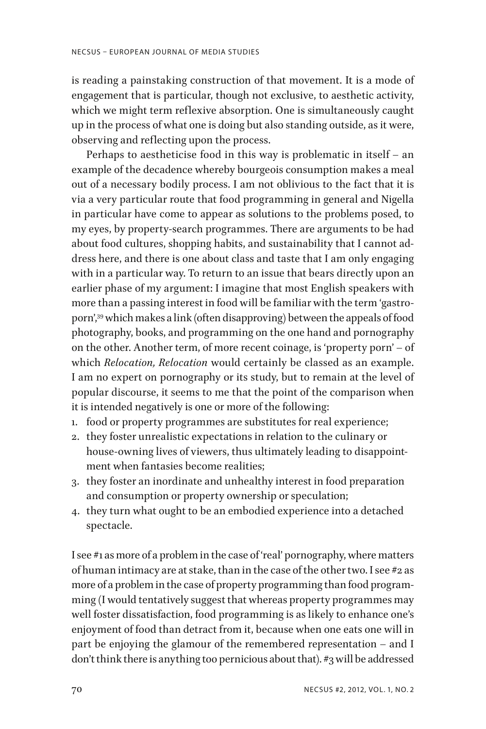is reading a painstaking construction of that movement. It is a mode of engagement that is particular, though not exclusive, to aesthetic activity, which we might term reflexive absorption. One is simultaneously caught up in the process of what one is doing but also standing outside, as it were, observing and reflecting upon the process.

Perhaps to aestheticise food in this way is problematic in itself – an example of the decadence whereby bourgeois consumption makes a meal out of a necessary bodily process. I am not oblivious to the fact that it is via a very particular route that food programming in general and Nigella in particular have come to appear as solutions to the problems posed, to my eyes, by property-search programmes. There are arguments to be had about food cultures, shopping habits, and sustainability that I cannot address here, and there is one about class and taste that I am only engaging with in a particular way. To return to an issue that bears directly upon an earlier phase of my argument: I imagine that most English speakers with more than a passing interest in food will be familiar with the term 'gastroporn',[39] which makes a link (often disapproving) between the appeals of food photography, books, and programming on the one hand and pornography on the other. Another term, of more recent coinage, is 'property porn' – of which *Relocation, Relocation* would certainly be classed as an example. I am no expert on pornography or its study, but to remain at the level of popular discourse, it seems to me that the point of the comparison when it is intended negatively is one or more of the following:

1. food or property programmes are substitutes for real experience;
2. they foster unrealistic expectations in relation to the culinary or house-owning lives of viewers, thus ultimately leading to disappointment when fantasies become realities;
3. they foster an inordinate and unhealthy interest in food preparation and consumption or property ownership or speculation;
4. they turn what ought to be an embodied experience into a detached spectacle.

I see #1 as more of a problem in the case of 'real' pornography, where matters of human intimacy are at stake, than in the case of the other two. I see #2 as more of a problem in the case of property programming than food programming (I would tentatively suggest that whereas property programmes may well foster dissatisfaction, food programming is as likely to enhance one's enjoyment of food than detract from it, because when one eats one will in part be enjoying the glamour of the remembered representation – and I don't think there is anything too pernicious about that). #3 will be addressed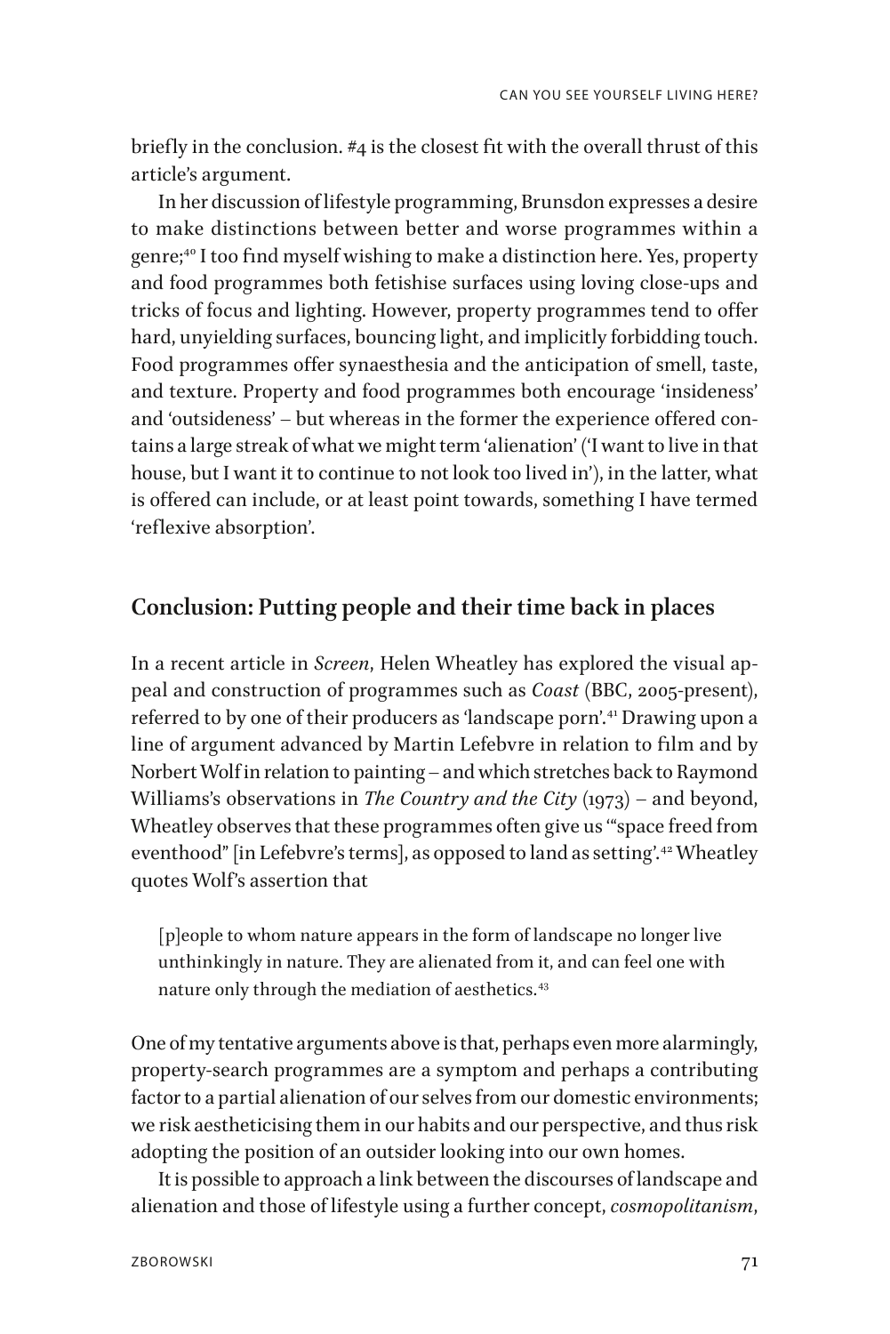briefly in the conclusion. #4 is the closest fit with the overall thrust of this article's argument.

In her discussion of lifestyle programming, Brunsdon expresses a desire to make distinctions between better and worse programmes within a genre;[40] I too find myself wishing to make a distinction here. Yes, property and food programmes both fetishise surfaces using loving close-ups and tricks of focus and lighting. However, property programmes tend to offer hard, unyielding surfaces, bouncing light, and implicitly forbidding touch. Food programmes offer synaesthesia and the anticipation of smell, taste, and texture. Property and food programmes both encourage 'insideness' and 'outsideness' – but whereas in the former the experience offered contains a large streak of what we might term 'alienation' ('I want to live in that house, but I want it to continue to not look too lived in'), in the latter, what is offered can include, or at least point towards, something I have termed 'reflexive absorption'.

## Conclusion: Putting people and their time back in places

In a recent article in *Screen*, Helen Wheatley has explored the visual appeal and construction of programmes such as *Coast* (BBC, 2005-present), referred to by one of their producers as 'landscape porn'.[41] Drawing upon a line of argument advanced by Martin Lefebvre in relation to film and by Norbert Wolf in relation to painting – and which stretches back to Raymond Williams's observations in *The Country and the City* (1973) – and beyond, Wheatley observes that these programmes often give us '"space freed from eventhood" [in Lefebvre's terms], as opposed to land as setting'.[42] Wheatley quotes Wolf's assertion that

> [p]eople to whom nature appears in the form of landscape no longer live unthinkingly in nature. They are alienated from it, and can feel one with nature only through the mediation of aesthetics.[43]

One of my tentative arguments above is that, perhaps even more alarmingly, property-search programmes are a symptom and perhaps a contributing factor to a partial alienation of our selves from our domestic environments; we risk aestheticising them in our habits and our perspective, and thus risk adopting the position of an outsider looking into our own homes.

It is possible to approach a link between the discourses of landscape and alienation and those of lifestyle using a further concept, *cosmopolitanism*,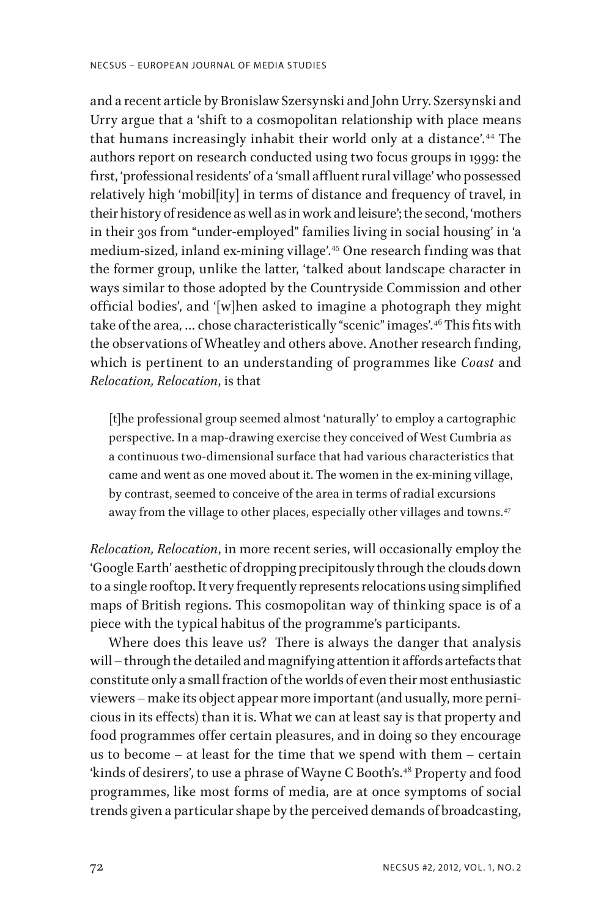and a recent article by Bronislaw Szersynski and John Urry. Szersynski and Urry argue that a 'shift to a cosmopolitan relationship with place means that humans increasingly inhabit their world only at a distance'.[44] The authors report on research conducted using two focus groups in 1999: the first, 'professional residents' of a 'small affluent rural village' who possessed relatively high 'mobil[ity] in terms of distance and frequency of travel, in their history of residence as well as in work and leisure'; the second, 'mothers in their 30s from "under-employed" families living in social housing' in 'a medium-sized, inland ex-mining village'.[45] One research finding was that the former group, unlike the latter, 'talked about landscape character in ways similar to those adopted by the Countryside Commission and other official bodies', and '[w]hen asked to imagine a photograph they might take of the area, … chose characteristically "scenic" images'.[46] This fits with the observations of Wheatley and others above. Another research finding, which is pertinent to an understanding of programmes like *Coast* and *Relocation, Relocation*, is that

> [t]he professional group seemed almost 'naturally' to employ a cartographic perspective. In a map-drawing exercise they conceived of West Cumbria as a continuous two-dimensional surface that had various characteristics that came and went as one moved about it. The women in the ex-mining village, by contrast, seemed to conceive of the area in terms of radial excursions away from the village to other places, especially other villages and towns.[47]

*Relocation, Relocation*, in more recent series, will occasionally employ the 'Google Earth' aesthetic of dropping precipitously through the clouds down to a single rooftop. It very frequently represents relocations using simplified maps of British regions. This cosmopolitan way of thinking space is of a piece with the typical habitus of the programme's participants.

Where does this leave us? There is always the danger that analysis will – through the detailed and magnifying attention it affords artefacts that constitute only a small fraction of the worlds of even their most enthusiastic viewers – make its object appear more important (and usually, more pernicious in its effects) than it is. What we can at least say is that property and food programmes offer certain pleasures, and in doing so they encourage us to become – at least for the time that we spend with them – certain 'kinds of desirers', to use a phrase of Wayne C Booth's.[48] Property and food programmes, like most forms of media, are at once symptoms of social trends given a particular shape by the perceived demands of broadcasting,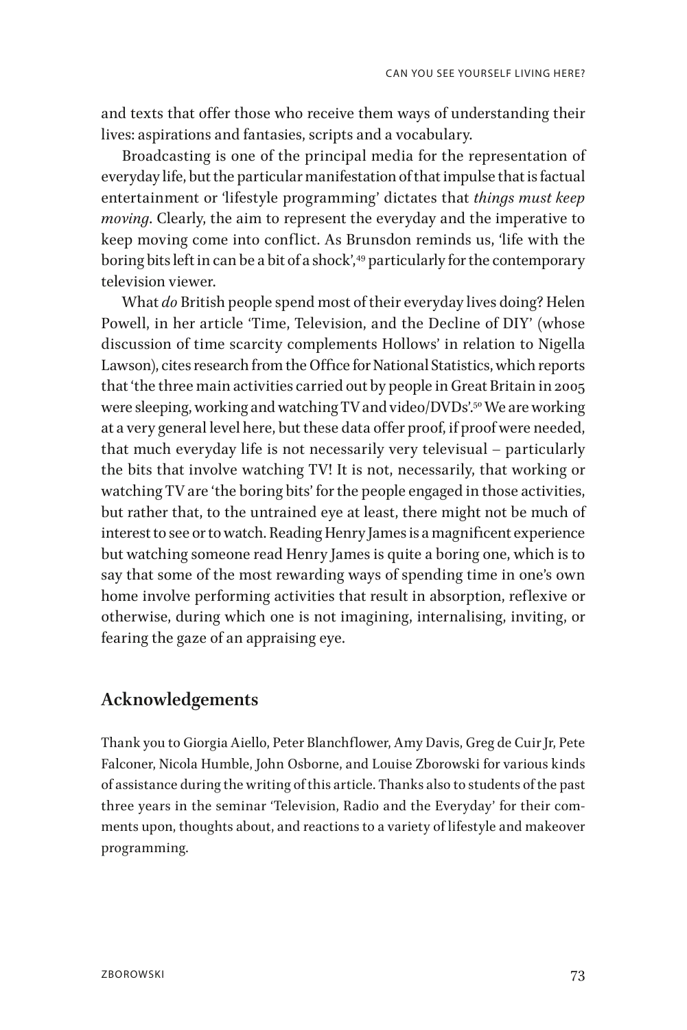and texts that offer those who receive them ways of understanding their lives: aspirations and fantasies, scripts and a vocabulary.

Broadcasting is one of the principal media for the representation of everyday life, but the particular manifestation of that impulse that is factual entertainment or 'lifestyle programming' dictates that *things must keep moving*. Clearly, the aim to represent the everyday and the imperative to keep moving come into conflict. As Brunsdon reminds us, 'life with the boring bits left in can be a bit of a shock',[49] particularly for the contemporary television viewer.

What *do* British people spend most of their everyday lives doing? Helen Powell, in her article 'Time, Television, and the Decline of DIY' (whose discussion of time scarcity complements Hollows' in relation to Nigella Lawson), cites research from the Office for National Statistics, which reports that 'the three main activities carried out by people in Great Britain in 2005 were sleeping, working and watching TV and video/DVDs'.[50] We are working at a very general level here, but these data offer proof, if proof were needed, that much everyday life is not necessarily very televisual – particularly the bits that involve watching TV! It is not, necessarily, that working or watching TV are 'the boring bits' for the people engaged in those activities, but rather that, to the untrained eye at least, there might not be much of interest to see or to watch. Reading Henry James is a magnificent experience but watching someone read Henry James is quite a boring one, which is to say that some of the most rewarding ways of spending time in one's own home involve performing activities that result in absorption, reflexive or otherwise, during which one is not imagining, internalising, inviting, or fearing the gaze of an appraising eye.

## Acknowledgements

Thank you to Giorgia Aiello, Peter Blanchflower, Amy Davis, Greg de Cuir Jr, Pete Falconer, Nicola Humble, John Osborne, and Louise Zborowski for various kinds of assistance during the writing of this article. Thanks also to students of the past three years in the seminar 'Television, Radio and the Everyday' for their comments upon, thoughts about, and reactions to a variety of lifestyle and makeover programming.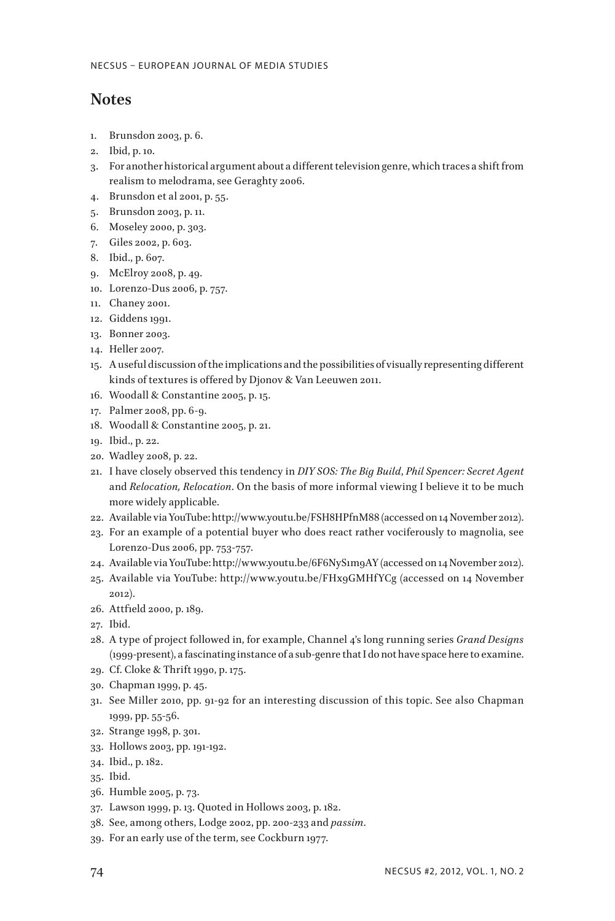## Notes

1. Brunsdon 2003, p. 6.
2. Ibid, p. 10.
3. For another historical argument about a different television genre, which traces a shift from realism to melodrama, see Geraghty 2006.
4. Brunsdon et al 2001, p. 55.
5. Brunsdon 2003, p. 11.
6. Moseley 2000, p. 303.
7. Giles 2002, p. 603.
8. Ibid., p. 607.
9. McElroy 2008, p. 49.
10. Lorenzo-Dus 2006, p. 757.
11. Chaney 2001.
12. Giddens 1991.
13. Bonner 2003.
14. Heller 2007.
15. A useful discussion of the implications and the possibilities of visually representing different kinds of textures is offered by Djonov & Van Leeuwen 2011.
16. Woodall & Constantine 2005, p. 15.
17. Palmer 2008, pp. 6-9.
18. Woodall & Constantine 2005, p. 21.
19. Ibid., p. 22.
20. Wadley 2008, p. 22.
21. I have closely observed this tendency in *DIY SOS: The Big Build*, *Phil Spencer: Secret Agent* and *Relocation, Relocation*. On the basis of more informal viewing I believe it to be much more widely applicable.
22. Available via YouTube: http://www.youtu.be/FSH8HPfnM88 (accessed on 14 November 2012).
23. For an example of a potential buyer who does react rather vociferously to magnolia, see Lorenzo-Dus 2006, pp. 753-757.
24. Available via YouTube: http://www.youtu.be/6F6NyS1m9AY (accessed on 14 November 2012).
25. Available via YouTube: http://www.youtu.be/FHx9GMHfYCg (accessed on 14 November 2012).
26. Attfield 2000, p. 189.
27. Ibid.
28. A type of project followed in, for example, Channel 4's long running series *Grand Designs* (1999-present), a fascinating instance of a sub-genre that I do not have space here to examine.
29. Cf. Cloke & Thrift 1990, p. 175.
30. Chapman 1999, p. 45.
31. See Miller 2010, pp. 91-92 for an interesting discussion of this topic. See also Chapman 1999, pp. 55-56.
32. Strange 1998, p. 301.
33. Hollows 2003, pp. 191-192.
34. Ibid., p. 182.
35. Ibid.
36. Humble 2005, p. 73.
37. Lawson 1999, p. 13. Quoted in Hollows 2003, p. 182.
38. See, among others, Lodge 2002, pp. 200-233 and *passim*.
39. For an early use of the term, see Cockburn 1977.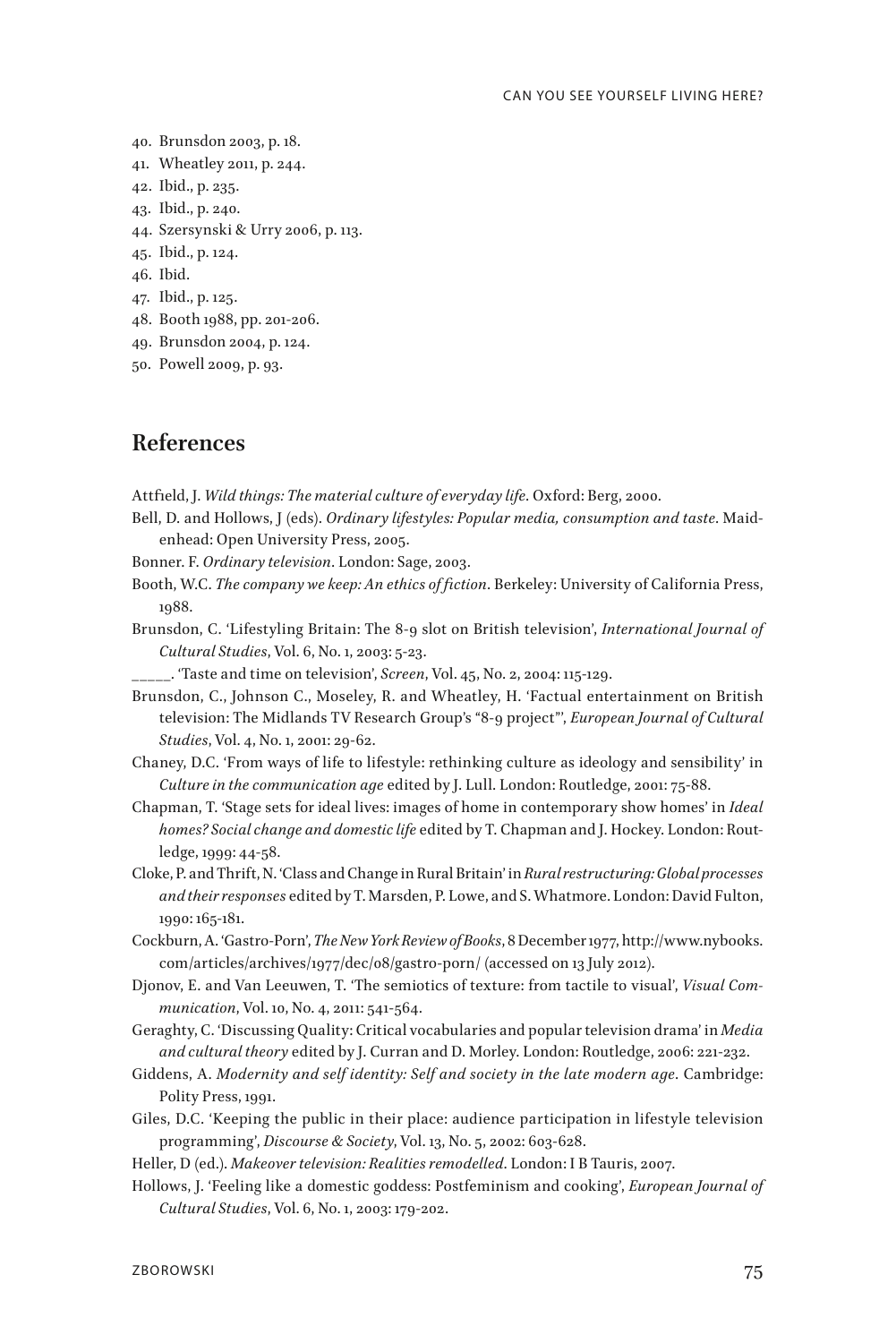40. Brunsdon 2003, p. 18.
41. Wheatley 2011, p. 244.
42. Ibid., p. 235.
43. Ibid., p. 240.
44. Szersynski & Urry 2006, p. 113.
45. Ibid., p. 124.
46. Ibid.
47. Ibid., p. 125.
48. Booth 1988, pp. 201-206.
49. Brunsdon 2004, p. 124.
50. Powell 2009, p. 93.

## References

Attfield, J. *Wild things: The material culture of everyday life*. Oxford: Berg, 2000.

Bell, D. and Hollows, J (eds). *Ordinary lifestyles: Popular media, consumption and taste*. Maidenhead: Open University Press, 2005.

Bonner. F. *Ordinary television*. London: Sage, 2003.

Booth, W.C. *The company we keep: An ethics of fiction*. Berkeley: University of California Press, 1988.

Brunsdon, C. 'Lifestyling Britain: The 8-9 slot on British television', *International Journal of Cultural Studies*, Vol. 6, No. 1, 2003: 5-23.

_____. 'Taste and time on television', *Screen*, Vol. 45, No. 2, 2004: 115-129.

Brunsdon, C., Johnson C., Moseley, R. and Wheatley, H. 'Factual entertainment on British television: The Midlands TV Research Group's "8-9 project"', *European Journal of Cultural Studies*, Vol. 4, No. 1, 2001: 29-62.

Chaney, D.C. 'From ways of life to lifestyle: rethinking culture as ideology and sensibility' in *Culture in the communication age* edited by J. Lull. London: Routledge, 2001: 75-88.

Chapman, T. 'Stage sets for ideal lives: images of home in contemporary show homes' in *Ideal homes? Social change and domestic life* edited by T. Chapman and J. Hockey. London: Routledge, 1999: 44-58.

Cloke, P. and Thrift, N. 'Class and Change in Rural Britain' in *Rural restructuring: Global processes and their responses* edited by T. Marsden, P. Lowe, and S. Whatmore. London: David Fulton, 1990: 165-181.

Cockburn, A. 'Gastro-Porn', *The New York Review of Books*, 8 December 1977, http://www.nybooks.com/articles/archives/1977/dec/08/gastro-porn/ (accessed on 13 July 2012).

Djonov, E. and Van Leeuwen, T. 'The semiotics of texture: from tactile to visual', *Visual Communication*, Vol. 10, No. 4, 2011: 541-564.

Geraghty, C. 'Discussing Quality: Critical vocabularies and popular television drama' in *Media and cultural theory* edited by J. Curran and D. Morley. London: Routledge, 2006: 221-232.

Giddens, A. *Modernity and self identity: Self and society in the late modern age*. Cambridge: Polity Press, 1991.

Giles, D.C. 'Keeping the public in their place: audience participation in lifestyle television programming', *Discourse & Society*, Vol. 13, No. 5, 2002: 603-628.

Heller, D (ed.). *Makeover television: Realities remodelled*. London: I B Tauris, 2007.

Hollows, J. 'Feeling like a domestic goddess: Postfeminism and cooking', *European Journal of Cultural Studies*, Vol. 6, No. 1, 2003: 179-202.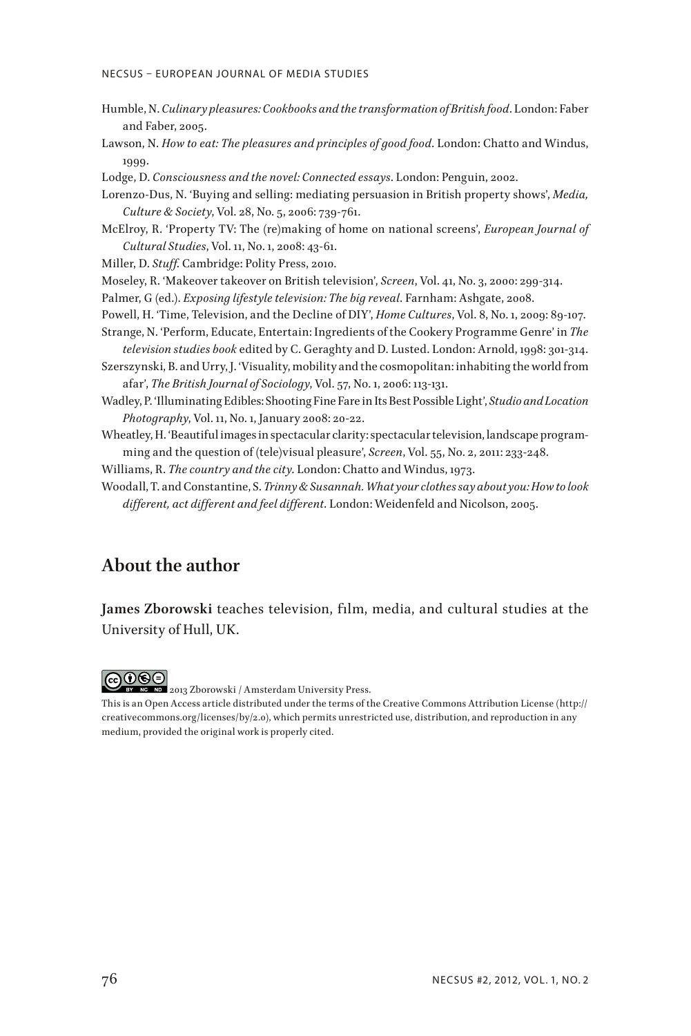Humble, N. *Culinary pleasures: Cookbooks and the transformation of British food*. London: Faber and Faber, 2005.

Lawson, N. *How to eat: The pleasures and principles of good food*. London: Chatto and Windus, 1999.

Lodge, D. *Consciousness and the novel: Connected essays*. London: Penguin, 2002.

Lorenzo-Dus, N. 'Buying and selling: mediating persuasion in British property shows', *Media, Culture & Society*, Vol. 28, No. 5, 2006: 739-761.

McElroy, R. 'Property TV: The (re)making of home on national screens', *European Journal of Cultural Studies*, Vol. 11, No. 1, 2008: 43-61.

Miller, D. *Stuff*. Cambridge: Polity Press, 2010.

Moseley, R. 'Makeover takeover on British television', *Screen*, Vol. 41, No. 3, 2000: 299-314.

Palmer, G (ed.). *Exposing lifestyle television: The big reveal*. Farnham: Ashgate, 2008.

Powell, H. 'Time, Television, and the Decline of DIY', *Home Cultures*, Vol. 8, No. 1, 2009: 89-107.

Strange, N. 'Perform, Educate, Entertain: Ingredients of the Cookery Programme Genre' in *The television studies book* edited by C. Geraghty and D. Lusted. London: Arnold, 1998: 301-314.

Szerszynski, B. and Urry, J. 'Visuality, mobility and the cosmopolitan: inhabiting the world from afar', *The British Journal of Sociology*, Vol. 57, No. 1, 2006: 113-131.

Wadley, P. 'Illuminating Edibles: Shooting Fine Fare in Its Best Possible Light', *Studio and Location Photography*, Vol. 11, No. 1, January 2008: 20-22.

Wheatley, H. 'Beautiful images in spectacular clarity: spectacular television, landscape programming and the question of (tele)visual pleasure', *Screen*, Vol. 55, No. 2, 2011: 233-248.

Williams, R. *The country and the city*. London: Chatto and Windus, 1973.

Woodall, T. and Constantine, S. *Trinny & Susannah. What your clothes say about you: How to look different, act different and feel different*. London: Weidenfeld and Nicolson, 2005.

## About the author

**James Zborowski** teaches television, film, media, and cultural studies at the University of Hull, UK.

2013 Zborowski / Amsterdam University Press.

This is an Open Access article distributed under the terms of the Creative Commons Attribution License (http://creativecommons.org/licenses/by/2.0), which permits unrestricted use, distribution, and reproduction in any medium, provided the original work is properly cited.